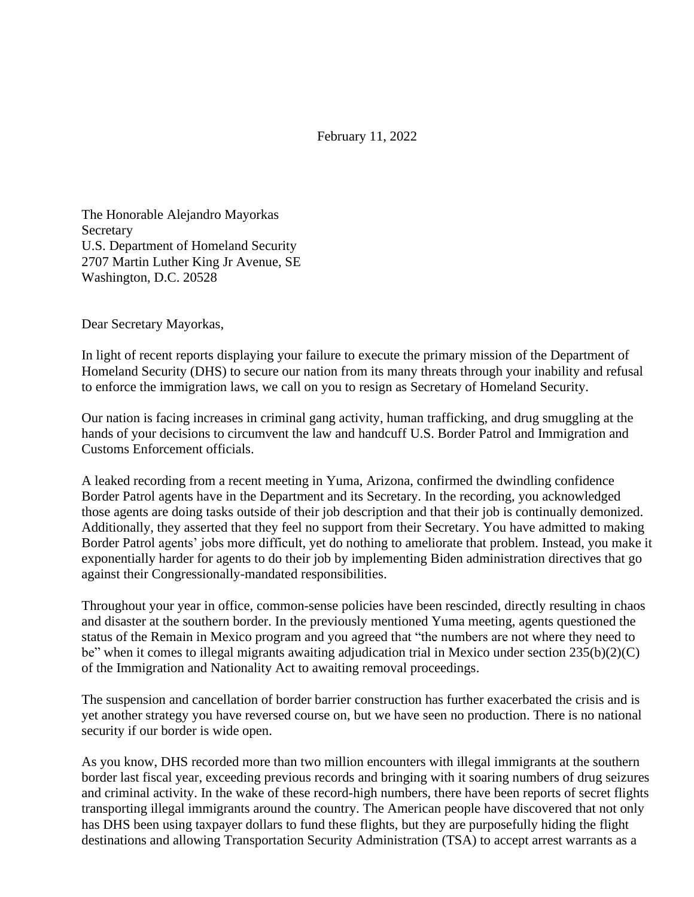February 11, 2022

The Honorable Alejandro Mayorkas
Secretary
U.S. Department of Homeland Security
2707 Martin Luther King Jr Avenue, SE
Washington, D.C. 20528

Dear Secretary Mayorkas,

In light of recent reports displaying your failure to execute the primary mission of the Department of Homeland Security (DHS) to secure our nation from its many threats through your inability and refusal to enforce the immigration laws, we call on you to resign as Secretary of Homeland Security.

Our nation is facing increases in criminal gang activity, human trafficking, and drug smuggling at the hands of your decisions to circumvent the law and handcuff U.S. Border Patrol and Immigration and Customs Enforcement officials.

A leaked recording from a recent meeting in Yuma, Arizona, confirmed the dwindling confidence Border Patrol agents have in the Department and its Secretary. In the recording, you acknowledged those agents are doing tasks outside of their job description and that their job is continually demonized. Additionally, they asserted that they feel no support from their Secretary. You have admitted to making Border Patrol agents' jobs more difficult, yet do nothing to ameliorate that problem. Instead, you make it exponentially harder for agents to do their job by implementing Biden administration directives that go against their Congressionally-mandated responsibilities.

Throughout your year in office, common-sense policies have been rescinded, directly resulting in chaos and disaster at the southern border. In the previously mentioned Yuma meeting, agents questioned the status of the Remain in Mexico program and you agreed that "the numbers are not where they need to be" when it comes to illegal migrants awaiting adjudication trial in Mexico under section 235(b)(2)(C) of the Immigration and Nationality Act to awaiting removal proceedings.

The suspension and cancellation of border barrier construction has further exacerbated the crisis and is yet another strategy you have reversed course on, but we have seen no production. There is no national security if our border is wide open.

As you know, DHS recorded more than two million encounters with illegal immigrants at the southern border last fiscal year, exceeding previous records and bringing with it soaring numbers of drug seizures and criminal activity. In the wake of these record-high numbers, there have been reports of secret flights transporting illegal immigrants around the country. The American people have discovered that not only has DHS been using taxpayer dollars to fund these flights, but they are purposefully hiding the flight destinations and allowing Transportation Security Administration (TSA) to accept arrest warrants as a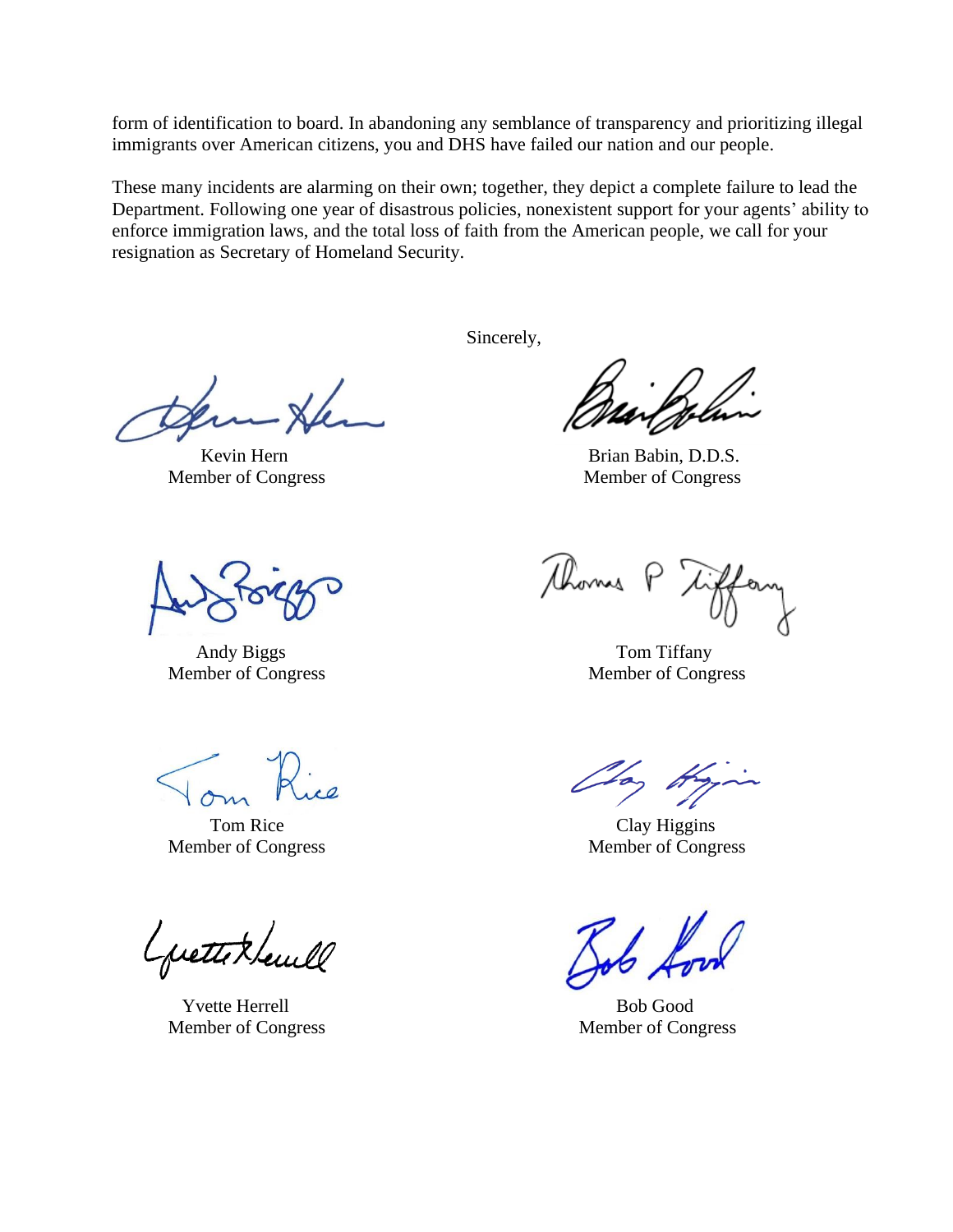form of identification to board. In abandoning any semblance of transparency and prioritizing illegal immigrants over American citizens, you and DHS have failed our nation and our people.

These many incidents are alarming on their own; together, they depict a complete failure to lead the Department. Following one year of disastrous policies, nonexistent support for your agents' ability to enforce immigration laws, and the total loss of faith from the American people, we call for your resignation as Secretary of Homeland Security.

Sincerely,

Kevin Hern
Member of Congress

Brian Babin, D.D.S.
Member of Congress

Andy Biggs
Member of Congress

Tom Tiffany
Member of Congress

Tom Rice
Member of Congress

Clay Higgins
Member of Congress

Yvette Herrell
Member of Congress

Bob Good
Member of Congress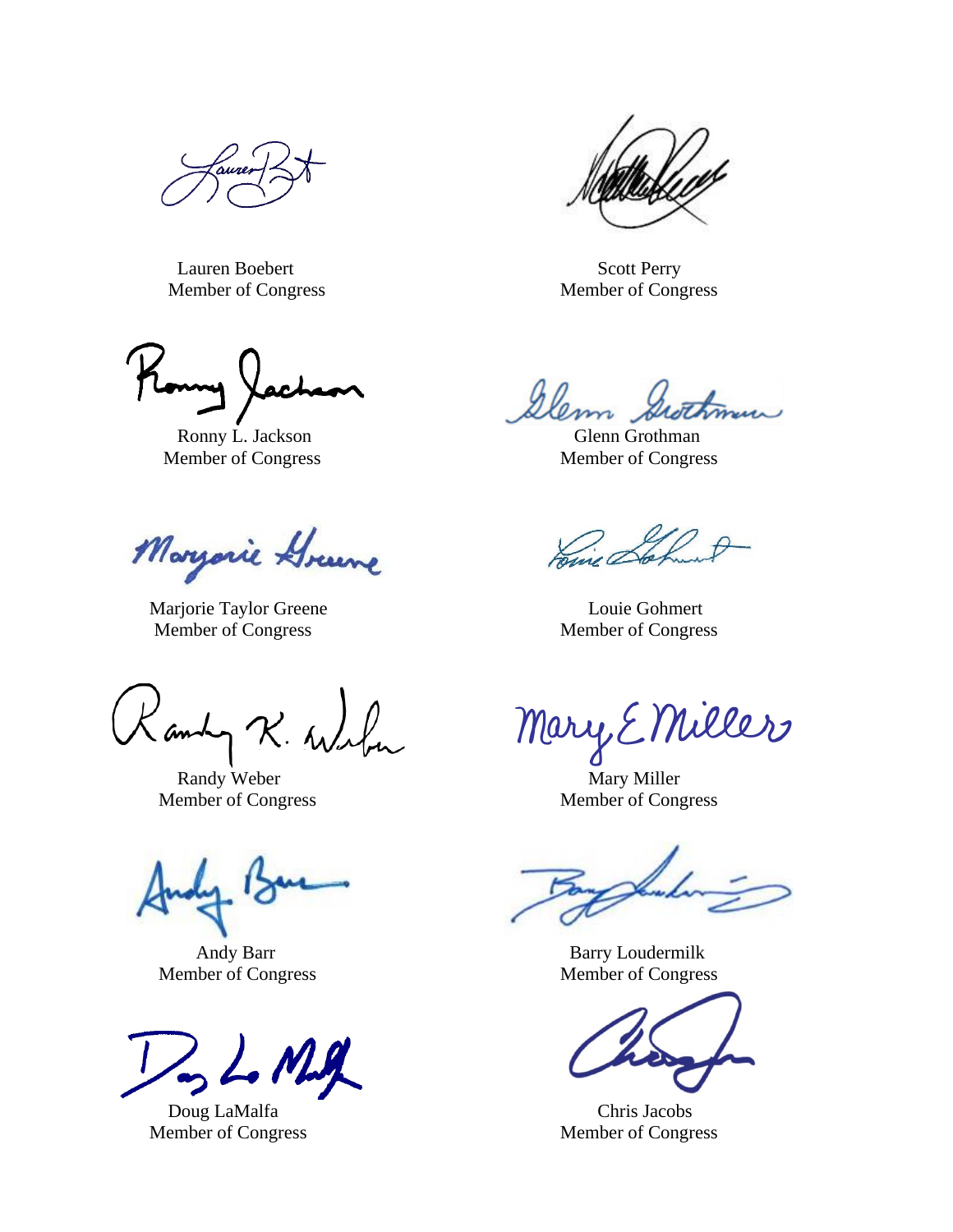Lauren Boebert
Member of Congress

Scott Perry
Member of Congress

Ronny L. Jackson
Member of Congress

Glenn Grothman
Member of Congress

Marjorie Taylor Greene
Member of Congress

Louie Gohmert
Member of Congress

Randy Weber
Member of Congress

Mary Miller
Member of Congress

Andy Barr
Member of Congress

Barry Loudermilk
Member of Congress

Doug LaMalfa
Member of Congress

Chris Jacobs
Member of Congress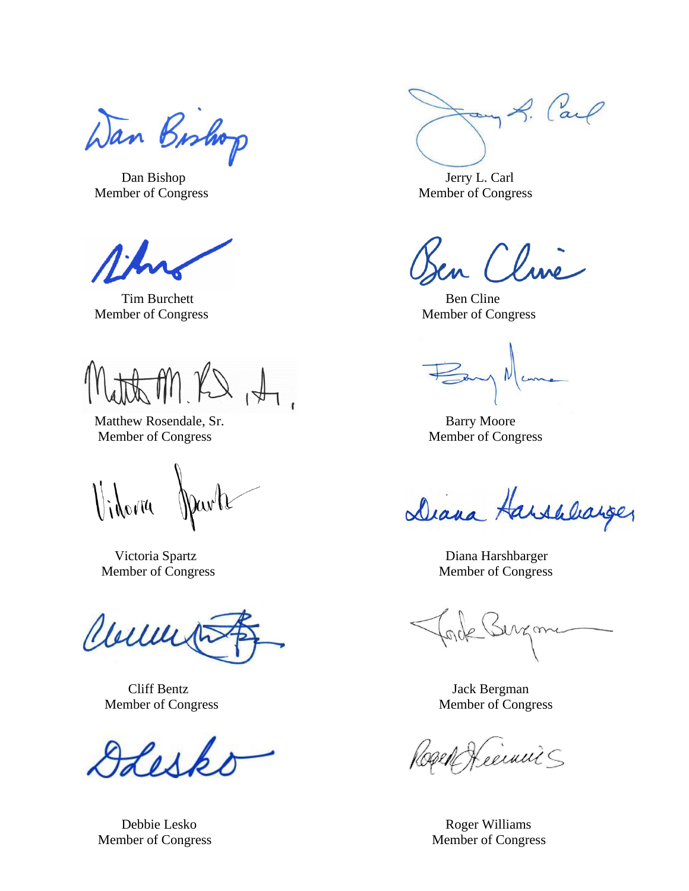Dan Bishop
Member of Congress

Jerry L. Carl
Member of Congress

Tim Burchett
Member of Congress

Ben Cline
Member of Congress

Matthew Rosendale, Sr.
Member of Congress

Barry Moore
Member of Congress

Victoria Spartz
Member of Congress

Diana Harshbarger
Member of Congress

Cliff Bentz
Member of Congress

Jack Bergman
Member of Congress

Debbie Lesko
Member of Congress

Roger Williams
Member of Congress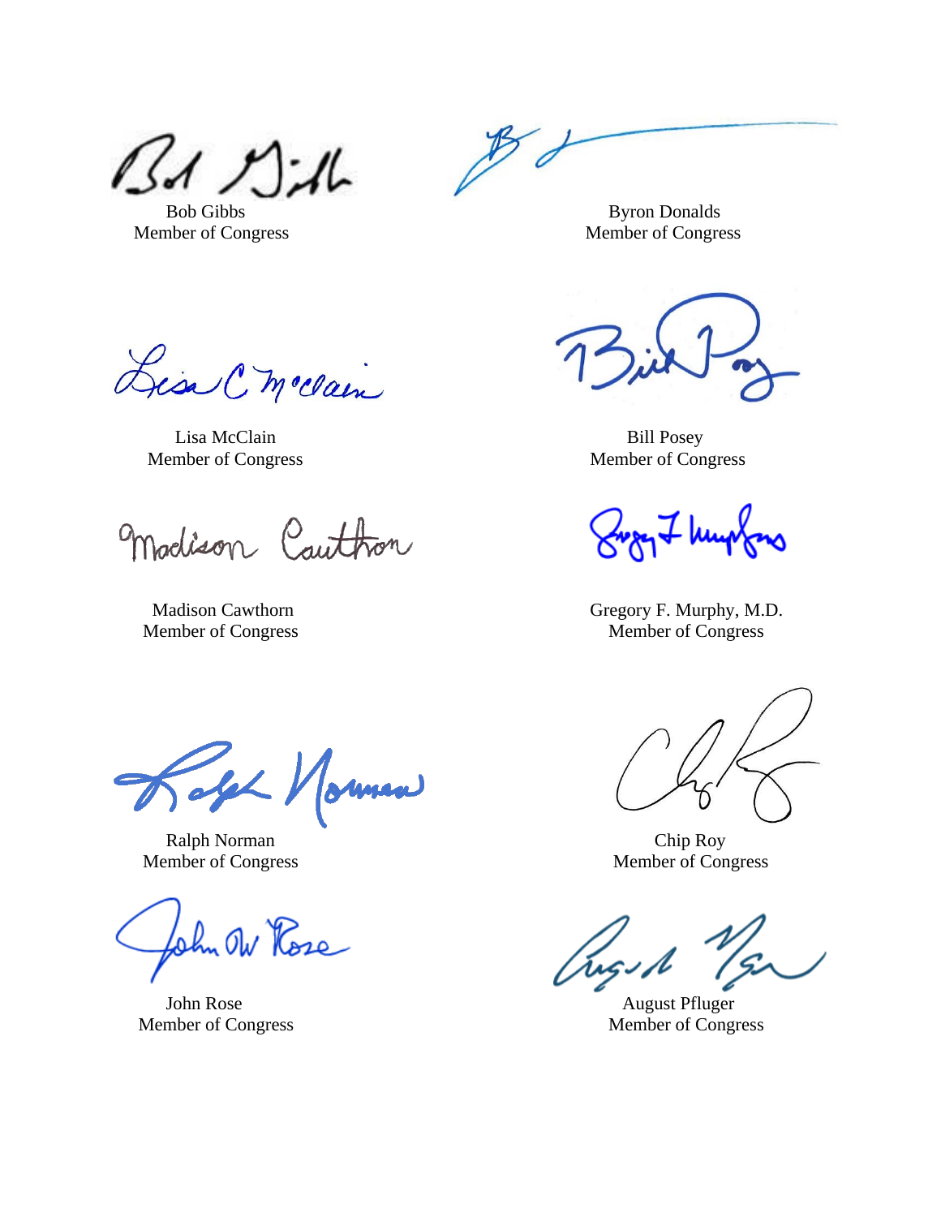Bob Gibbs
Member of Congress

Byron Donalds
Member of Congress

Lisa McClain
Member of Congress

Bill Posey
Member of Congress

Madison Cawthorn
Member of Congress

Gregory F. Murphy, M.D.
Member of Congress

Ralph Norman
Member of Congress

Chip Roy
Member of Congress

John Rose
Member of Congress

August Pfluger
Member of Congress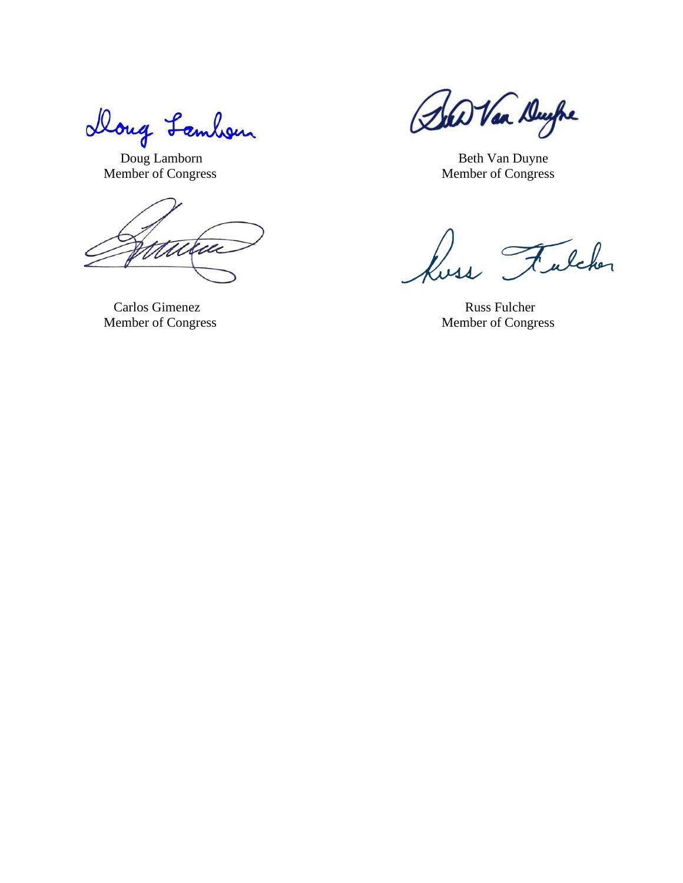Doug Lamborn
Member of Congress

Beth Van Duyne
Member of Congress

Carlos Gimenez
Member of Congress

Russ Fulcher
Member of Congress